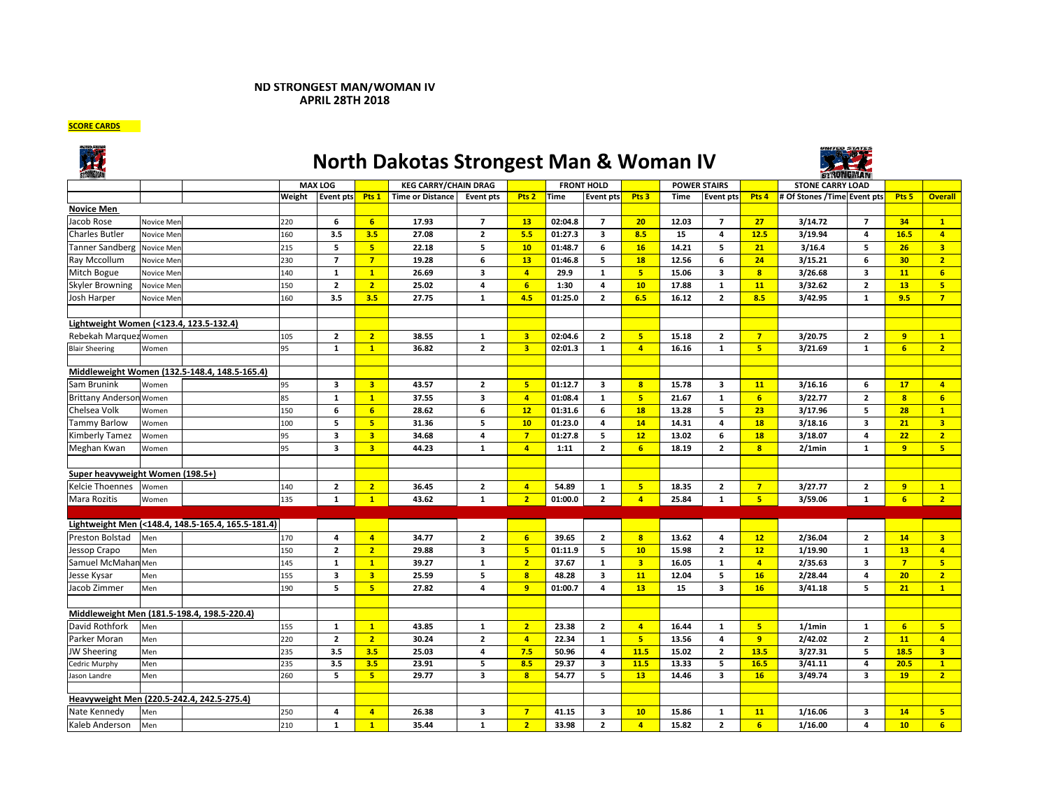**ND STRONGEST MAN/WOMAN IV**
**APRIL 28TH 2018**

**SCORE CARDS**

# North Dakotas Strongest Man & Woman IV

| | | | MAX LOG | | | KEG CARRY/CHAIN DRAG | | | FRONT HOLD | | | POWER STAIRS | | | STONE CARRY LOAD | | | |
|---|---|---|---|---|---|---|---|---|---|---|---|---|---|---|---|---|---|---|
| | | | Weight | Event pts | Pts 1 | Time or Distance | Event pts | Pts 2 | Time | Event pts | Pts 3 | Time | Event pts | Pts 4 | # Of Stones /Time | Event pts | Pts 5 | Overall |
| **Novice Men** | | | | | | | | | | | | | | | | | | |
| Jacob Rose | Novice Men | | 220 | 6 | 6 | 17.93 | 7 | 13 | 02:04.8 | 7 | 20 | 12.03 | 7 | 27 | 3/14.72 | 7 | 34 | 1 |
| Charles Butler | Novice Men | | 160 | 3.5 | 3.5 | 27.08 | 2 | 5.5 | 01:27.3 | 3 | 8.5 | 15 | 4 | 12.5 | 3/19.94 | 4 | 16.5 | 4 |
| Tanner Sandberg | Novice Men | | 215 | 5 | 5 | 22.18 | 5 | 10 | 01:48.7 | 6 | 16 | 14.21 | 5 | 21 | 3/16.4 | 5 | 26 | 3 |
| Ray Mccollum | Novice Men | | 230 | 7 | 7 | 19.28 | 6 | 13 | 01:46.8 | 5 | 18 | 12.56 | 6 | 24 | 3/15.21 | 6 | 30 | 2 |
| Mitch Bogue | Novice Men | | 140 | 1 | 1 | 26.69 | 3 | 4 | 29.9 | 1 | 5 | 15.06 | 3 | 8 | 3/26.68 | 3 | 11 | 6 |
| Skyler Browning | Novice Men | | 150 | 2 | 2 | 25.02 | 4 | 6 | 1:30 | 4 | 10 | 17.88 | 1 | 11 | 3/32.62 | 2 | 13 | 5 |
| Josh Harper | Novice Men | | 160 | 3.5 | 3.5 | 27.75 | 1 | 4.5 | 01:25.0 | 2 | 6.5 | 16.12 | 2 | 8.5 | 3/42.95 | 1 | 9.5 | 7 |
| | | | | | | | | | | | | | | | | | | |
| **Lightweight Women (<123.4, 123.5-132.4)** | | | | | | | | | | | | | | | | | | |
| Rebekah Marquez | Women | | 105 | 2 | 2 | 38.55 | 1 | 3 | 02:04.6 | 2 | 5 | 15.18 | 2 | 7 | 3/20.75 | 2 | 9 | 1 |
| Blair Sheering | Women | | 95 | 1 | 1 | 36.82 | 2 | 3 | 02:01.3 | 1 | 4 | 16.16 | 1 | 5 | 3/21.69 | 1 | 6 | 2 |
| | | | | | | | | | | | | | | | | | | |
| **Middleweight Women (132.5-148.4, 148.5-165.4)** | | | | | | | | | | | | | | | | | | |
| Sam Brunink | Women | | 95 | 3 | 3 | 43.57 | 2 | 5 | 01:12.7 | 3 | 8 | 15.78 | 3 | 11 | 3/16.16 | 6 | 17 | 4 |
| Brittany Anderson | Women | | 85 | 1 | 1 | 37.55 | 3 | 4 | 01:08.4 | 1 | 5 | 21.67 | 1 | 6 | 3/22.77 | 2 | 8 | 6 |
| Chelsea Volk | Women | | 150 | 6 | 6 | 28.62 | 6 | 12 | 01:31.6 | 6 | 18 | 13.28 | 5 | 23 | 3/17.96 | 5 | 28 | 1 |
| Tammy Barlow | Women | | 100 | 5 | 5 | 31.36 | 5 | 10 | 01:23.0 | 4 | 14 | 14.31 | 4 | 18 | 3/18.16 | 3 | 21 | 3 |
| Kimberly Tamez | Women | | 95 | 3 | 3 | 34.68 | 4 | 7 | 01:27.8 | 5 | 12 | 13.02 | 6 | 18 | 3/18.07 | 4 | 22 | 2 |
| Meghan Kwan | Women | | 95 | 3 | 3 | 44.23 | 1 | 4 | 1:11 | 2 | 6 | 18.19 | 2 | 8 | 2/1min | 1 | 9 | 5 |
| | | | | | | | | | | | | | | | | | | |
| **Super heavyweight Women (198.5+)** | | | | | | | | | | | | | | | | | | |
| Kelcie Thoennes | Women | | 140 | 2 | 2 | 36.45 | 2 | 4 | 54.89 | 1 | 5 | 18.35 | 2 | 7 | 3/27.77 | 2 | 9 | 1 |
| Mara Rozitis | Women | | 135 | 1 | 1 | 43.62 | 1 | 2 | 01:00.0 | 2 | 4 | 25.84 | 1 | 5 | 3/59.06 | 1 | 6 | 2 |
| | | | | | | | | | | | | | | | | | | |
| **Lightweight Men (<148.4, 148.5-165.4, 165.5-181.4)** | | | | | | | | | | | | | | | | | | |
| Preston Bolstad | Men | | 170 | 4 | 4 | 34.77 | 2 | 6 | 39.65 | 2 | 8 | 13.62 | 4 | 12 | 2/36.04 | 2 | 14 | 3 |
| Jessop Crapo | Men | | 150 | 2 | 2 | 29.88 | 3 | 5 | 01:11.9 | 5 | 10 | 15.98 | 2 | 12 | 1/19.90 | 1 | 13 | 4 |
| Samuel McMahan | Men | | 145 | 1 | 1 | 39.27 | 1 | 2 | 37.67 | 1 | 3 | 16.05 | 1 | 4 | 2/35.63 | 3 | 7 | 5 |
| Jesse Kysar | Men | | 155 | 3 | 3 | 25.59 | 5 | 8 | 48.28 | 3 | 11 | 12.04 | 5 | 16 | 2/28.44 | 4 | 20 | 2 |
| Jacob Zimmer | Men | | 190 | 5 | 5 | 27.82 | 4 | 9 | 01:00.7 | 4 | 13 | 15 | 3 | 16 | 3/41.18 | 5 | 21 | 1 |
| | | | | | | | | | | | | | | | | | | |
| **Middleweight Men (181.5-198.4, 198.5-220.4)** | | | | | | | | | | | | | | | | | | |
| David Rothfork | Men | | 155 | 1 | 1 | 43.85 | 1 | 2 | 23.38 | 2 | 4 | 16.44 | 1 | 5 | 1/1min | 1 | 6 | 5 |
| Parker Moran | Men | | 220 | 2 | 2 | 30.24 | 2 | 4 | 22.34 | 1 | 5 | 13.56 | 4 | 9 | 2/42.02 | 2 | 11 | 4 |
| JW Sheering | Men | | 235 | 3.5 | 3.5 | 25.03 | 4 | 7.5 | 50.96 | 4 | 11.5 | 15.02 | 2 | 13.5 | 3/27.31 | 5 | 18.5 | 3 |
| Cedric Murphy | Men | | 235 | 3.5 | 3.5 | 23.91 | 5 | 8.5 | 29.37 | 3 | 11.5 | 13.33 | 5 | 16.5 | 3/41.11 | 4 | 20.5 | 1 |
| Jason Landre | Men | | 260 | 5 | 5 | 29.77 | 3 | 8 | 54.77 | 5 | 13 | 14.46 | 3 | 16 | 3/49.74 | 3 | 19 | 2 |
| | | | | | | | | | | | | | | | | | | |
| **Heavyweight Men (220.5-242.4, 242.5-275.4)** | | | | | | | | | | | | | | | | | | |
| Nate Kennedy | Men | | 250 | 4 | 4 | 26.38 | 3 | 7 | 41.15 | 3 | 10 | 15.86 | 1 | 11 | 1/16.06 | 3 | 14 | 5 |
| Kaleb Anderson | Men | | 210 | 1 | 1 | 35.44 | 1 | 2 | 33.98 | 2 | 4 | 15.82 | 2 | 6 | 1/16.00 | 4 | 10 | 6 |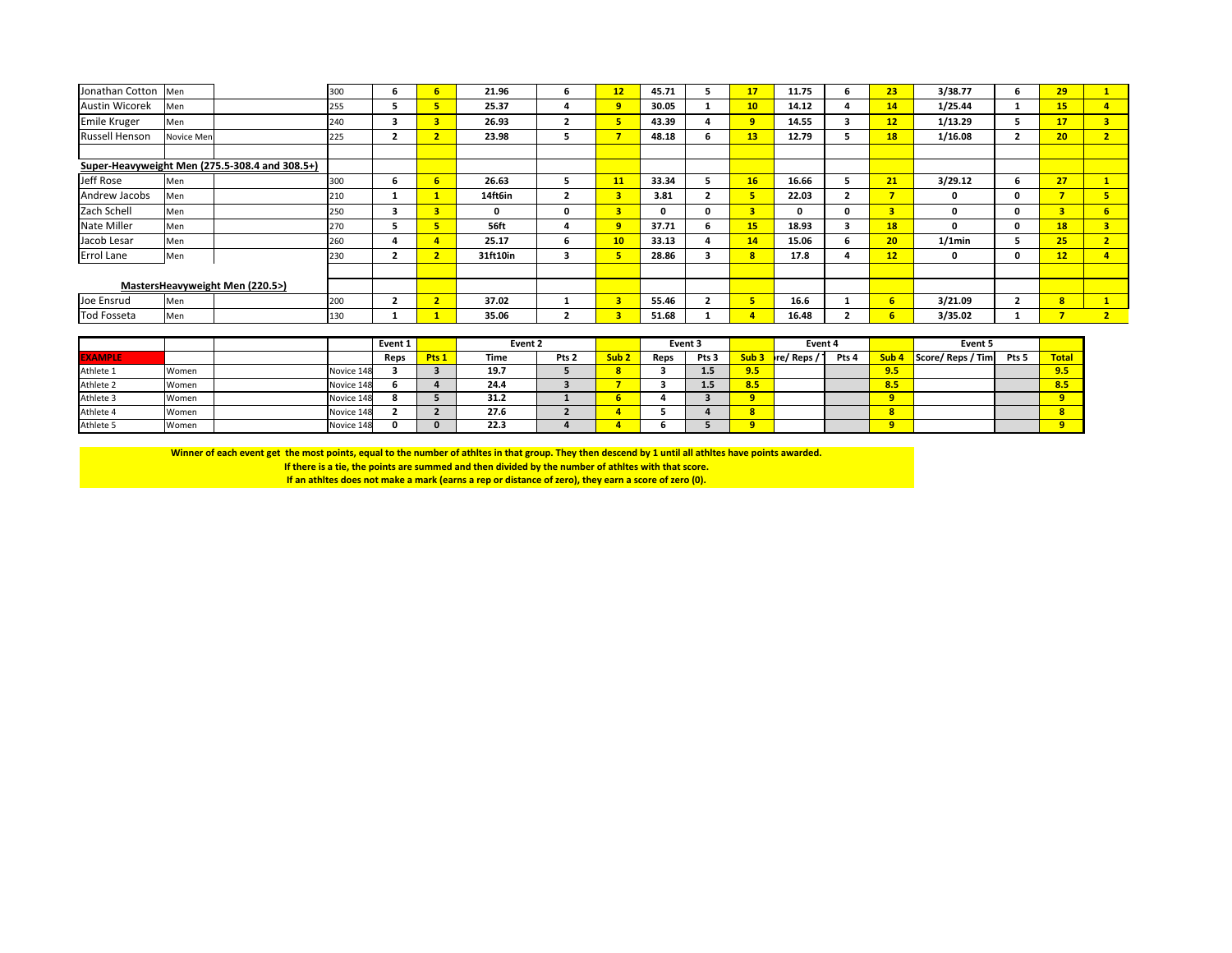| | | | | | | | | | | | | | | | | | | |
|---|---|---|---|---|---|---|---|---|---|---|---|---|---|---|---|---|---|---|
| Jonathan Cotton | Men | | 300 | 6 | 6 | 21.96 | 6 | 12 | 45.71 | 5 | 17 | 11.75 | 6 | 23 | 3/38.77 | 6 | 29 | 1 |
| Austin Wicorek | Men | | 255 | 5 | 5 | 25.37 | 4 | 9 | 30.05 | 1 | 10 | 14.12 | 4 | 14 | 1/25.44 | 1 | 15 | 4 |
| Emile Kruger | Men | | 240 | 3 | 3 | 26.93 | 2 | 5 | 43.39 | 4 | 9 | 14.55 | 3 | 12 | 1/13.29 | 5 | 17 | 3 |
| Russell Henson | Novice Men | | 225 | 2 | 2 | 23.98 | 5 | 7 | 48.18 | 6 | 13 | 12.79 | 5 | 18 | 1/16.08 | 2 | 20 | 2 |
| | | | | | | | | | | | | | | | | | | |
| **Super-Heavyweight Men (275.5-308.4 and 308.5+)** | | | | | | | | | | | | | | | | | | |
| Jeff Rose | Men | | 300 | 6 | 6 | 26.63 | 5 | 11 | 33.34 | 5 | 16 | 16.66 | 5 | 21 | 3/29.12 | 6 | 27 | 1 |
| Andrew Jacobs | Men | | 210 | 1 | 1 | 14ft6in | 2 | 3 | 3.81 | 2 | 5 | 22.03 | 2 | 7 | 0 | 0 | 7 | 5 |
| Zach Schell | Men | | 250 | 3 | 3 | 0 | 0 | 3 | 0 | 0 | 3 | 0 | 0 | 3 | 0 | 0 | 3 | 6 |
| Nate Miller | Men | | 270 | 5 | 5 | 56ft | 4 | 9 | 37.71 | 6 | 15 | 18.93 | 3 | 18 | 0 | 0 | 18 | 3 |
| Jacob Lesar | Men | | 260 | 4 | 4 | 25.17 | 6 | 10 | 33.13 | 4 | 14 | 15.06 | 6 | 20 | 1/1min | 5 | 25 | 2 |
| Errol Lane | Men | | 230 | 2 | 2 | 31ft10in | 3 | 5 | 28.86 | 3 | 8 | 17.8 | 4 | 12 | 0 | 0 | 12 | 4 |
| | | | | | | | | | | | | | | | | | | |
| **MastersHeavyweight Men (220.5>)** | | | | | | | | | | | | | | | | | | |
| Joe Ensrud | Men | | 200 | 2 | 2 | 37.02 | 1 | 3 | 55.46 | 2 | 5 | 16.6 | 1 | 6 | 3/21.09 | 2 | 8 | 1 |
| Tod Fosseta | Men | | 130 | 1 | 1 | 35.06 | 2 | 3 | 51.68 | 1 | 4 | 16.48 | 2 | 6 | 3/35.02 | 1 | 7 | 2 |

| | | | | Event 1 | | Event 2 | | | Event 3 | | | Event 4 | | | Event 5 | | |
|---|---|---|---|---|---|---|---|---|---|---|---|---|---|---|---|---|---|
| EXAMPLE | | | | Reps | Pts 1 | Time | Pts 2 | Sub 2 | Reps | Pts 3 | Sub 3 | re/ Reps / | Pts 4 | Sub 4 | Score/ Reps / Tim | Pts 5 | Total |
| Athlete 1 | Women | | Novice 148 | 3 | 3 | 19.7 | 5 | 8 | 3 | 1.5 | 9.5 | | | 9.5 | | | 9.5 |
| Athlete 2 | Women | | Novice 148 | 6 | 4 | 24.4 | 3 | 7 | 3 | 1.5 | 8.5 | | | 8.5 | | | 8.5 |
| Athlete 3 | Women | | Novice 148 | 8 | 5 | 31.2 | 1 | 6 | 4 | 3 | 9 | | | 9 | | | 9 |
| Athlete 4 | Women | | Novice 148 | 2 | 2 | 27.6 | 2 | 4 | 5 | 4 | 8 | | | 8 | | | 8 |
| Athlete 5 | Women | | Novice 148 | 0 | 0 | 22.3 | 4 | 4 | 6 | 5 | 9 | | | 9 | | | 9 |

**Winner of each event get the most points, equal to the number of athltes in that group. They then descend by 1 until all athltes have points awarded.**
**If there is a tie, the points are summed and then divided by the number of athltes with that score.**
**If an athltes does not make a mark (earns a rep or distance of zero), they earn a score of zero (0).**